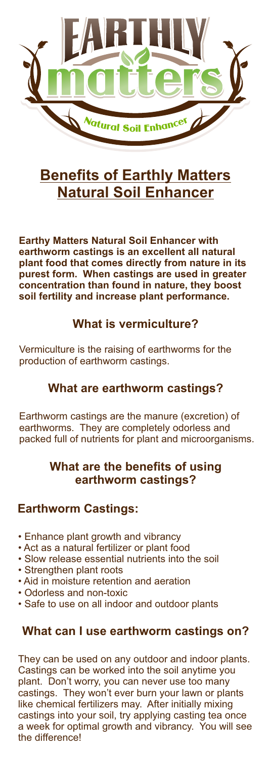# EARTHLY matters

Natural Soil Enhancer

## Benefits of Earthly Matters Natural Soil Enhancer

**Earthy Matters Natural Soil Enhancer with earthworm castings is an excellent all natural plant food that comes directly from nature in its purest form. When castings are used in greater concentration than found in nature, they boost soil fertility and increase plant performance.**

### What is vermiculture?

Vermiculture is the raising of earthworms for the production of earthworm castings.

### What are earthworm castings?

Earthworm castings are the manure (excretion) of earthworms. They are completely odorless and packed full of nutrients for plant and microorganisms.

### What are the benefits of using earthworm castings?

### Earthworm Castings:

- Enhance plant growth and vibrancy
- Act as a natural fertilizer or plant food
- Slow release essential nutrients into the soil
- Strengthen plant roots
- Aid in moisture retention and aeration
- Odorless and non-toxic
- Safe to use on all indoor and outdoor plants

### What can I use earthworm castings on?

They can be used on any outdoor and indoor plants. Castings can be worked into the soil anytime you plant. Don't worry, you can never use too many castings. They won't ever burn your lawn or plants like chemical fertilizers may. After initially mixing castings into your soil, try applying casting tea once a week for optimal growth and vibrancy. You will see the difference!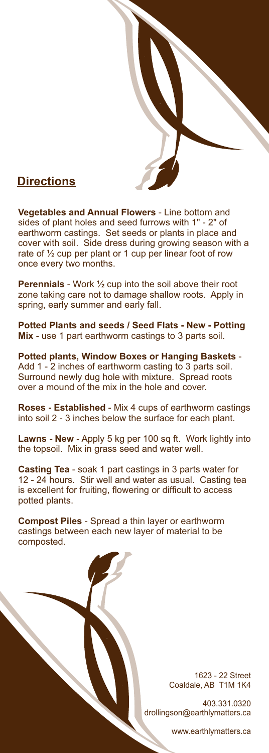## Directions

**Vegetables and Annual Flowers** - Line bottom and sides of plant holes and seed furrows with 1" - 2" of earthworm castings. Set seeds or plants in place and cover with soil. Side dress during growing season with a rate of ½ cup per plant or 1 cup per linear foot of row once every two months.

**Perennials** - Work ½ cup into the soil above their root zone taking care not to damage shallow roots. Apply in spring, early summer and early fall.

**Potted Plants and seeds / Seed Flats - New - Potting Mix** - use 1 part earthworm castings to 3 parts soil.

**Potted plants, Window Boxes or Hanging Baskets** - Add 1 - 2 inches of earthworm casting to 3 parts soil. Surround newly dug hole with mixture. Spread roots over a mound of the mix in the hole and cover.

**Roses - Established** - Mix 4 cups of earthworm castings into soil 2 - 3 inches below the surface for each plant.

**Lawns - New** - Apply 5 kg per 100 sq ft. Work lightly into the topsoil. Mix in grass seed and water well.

**Casting Tea** - soak 1 part castings in 3 parts water for 12 - 24 hours. Stir well and water as usual. Casting tea is excellent for fruiting, flowering or difficult to access potted plants.

**Compost Piles** - Spread a thin layer or earthworm castings between each new layer of material to be composted.

1623 - 22 Street
Coaldale, AB T1M 1K4

403.331.0320
drollingson@earthlymatters.ca

www.earthlymatters.ca